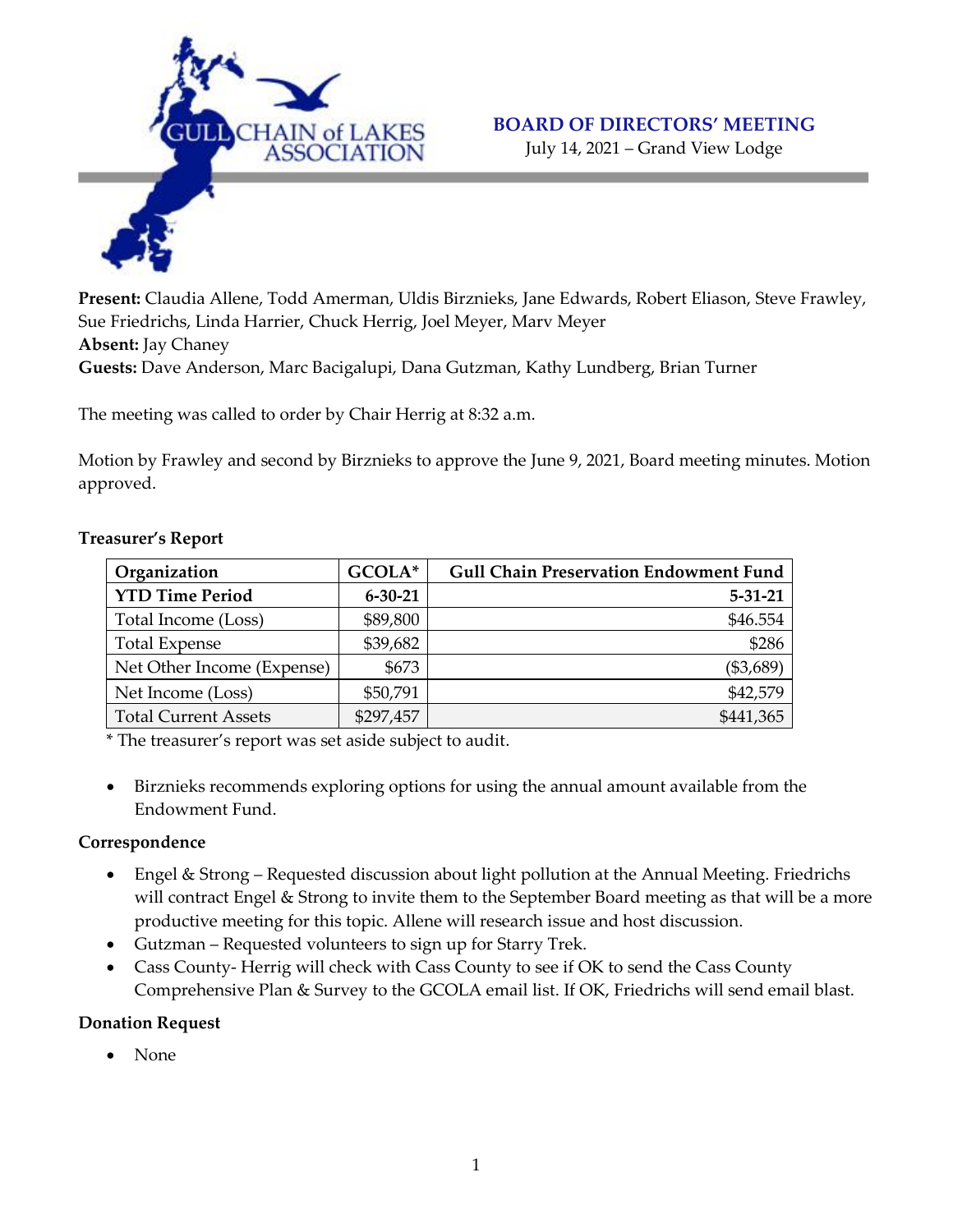# GULL CHAIN of LAKES ASSOCIATION

## BOARD OF DIRECTORS' MEETING

July 14, 2021 – Grand View Lodge

**Present:** Claudia Allene, Todd Amerman, Uldis Birznieks, Jane Edwards, Robert Eliason, Steve Frawley, Sue Friedrichs, Linda Harrier, Chuck Herrig, Joel Meyer, Marv Meyer
**Absent:** Jay Chaney
**Guests:** Dave Anderson, Marc Bacigalupi, Dana Gutzman, Kathy Lundberg, Brian Turner

The meeting was called to order by Chair Herrig at 8:32 a.m.

Motion by Frawley and second by Birznieks to approve the June 9, 2021, Board meeting minutes. Motion approved.

### Treasurer's Report

| Organization | GCOLA* | Gull Chain Preservation Endowment Fund |
|---|---|---|
| **YTD Time Period** | **6-30-21** | **5-31-21** |
| Total Income (Loss) | $89,800 | $46.554 |
| Total Expense | $39,682 | $286 |
| Net Other Income (Expense) | $673 | ($3,689) |
| Net Income (Loss) | $50,791 | $42,579 |
| Total Current Assets | $297,457 | $441,365 |

* The treasurer's report was set aside subject to audit.

- Birznieks recommends exploring options for using the annual amount available from the Endowment Fund.

### Correspondence

- Engel & Strong – Requested discussion about light pollution at the Annual Meeting. Friedrichs will contract Engel & Strong to invite them to the September Board meeting as that will be a more productive meeting for this topic. Allene will research issue and host discussion.
- Gutzman – Requested volunteers to sign up for Starry Trek.
- Cass County- Herrig will check with Cass County to see if OK to send the Cass County Comprehensive Plan & Survey to the GCOLA email list. If OK, Friedrichs will send email blast.

### Donation Request

- None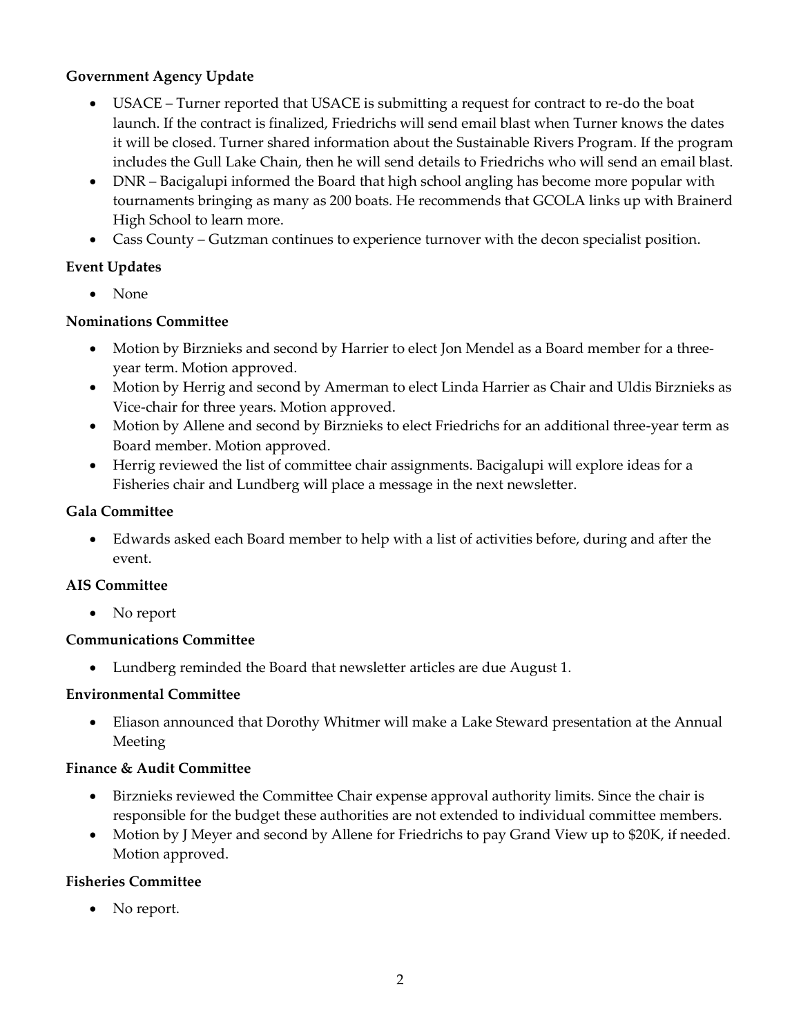**Government Agency Update**

- USACE – Turner reported that USACE is submitting a request for contract to re-do the boat launch. If the contract is finalized, Friedrichs will send email blast when Turner knows the dates it will be closed. Turner shared information about the Sustainable Rivers Program. If the program includes the Gull Lake Chain, then he will send details to Friedrichs who will send an email blast.
- DNR – Bacigalupi informed the Board that high school angling has become more popular with tournaments bringing as many as 200 boats. He recommends that GCOLA links up with Brainerd High School to learn more.
- Cass County – Gutzman continues to experience turnover with the decon specialist position.

**Event Updates**

- None

**Nominations Committee**

- Motion by Birznieks and second by Harrier to elect Jon Mendel as a Board member for a three-year term. Motion approved.
- Motion by Herrig and second by Amerman to elect Linda Harrier as Chair and Uldis Birznieks as Vice-chair for three years. Motion approved.
- Motion by Allene and second by Birznieks to elect Friedrichs for an additional three-year term as Board member. Motion approved.
- Herrig reviewed the list of committee chair assignments. Bacigalupi will explore ideas for a Fisheries chair and Lundberg will place a message in the next newsletter.

**Gala Committee**

- Edwards asked each Board member to help with a list of activities before, during and after the event.

**AIS Committee**

- No report

**Communications Committee**

- Lundberg reminded the Board that newsletter articles are due August 1.

**Environmental Committee**

- Eliason announced that Dorothy Whitmer will make a Lake Steward presentation at the Annual Meeting

**Finance & Audit Committee**

- Birznieks reviewed the Committee Chair expense approval authority limits. Since the chair is responsible for the budget these authorities are not extended to individual committee members.
- Motion by J Meyer and second by Allene for Friedrichs to pay Grand View up to $20K, if needed. Motion approved.

**Fisheries Committee**

- No report.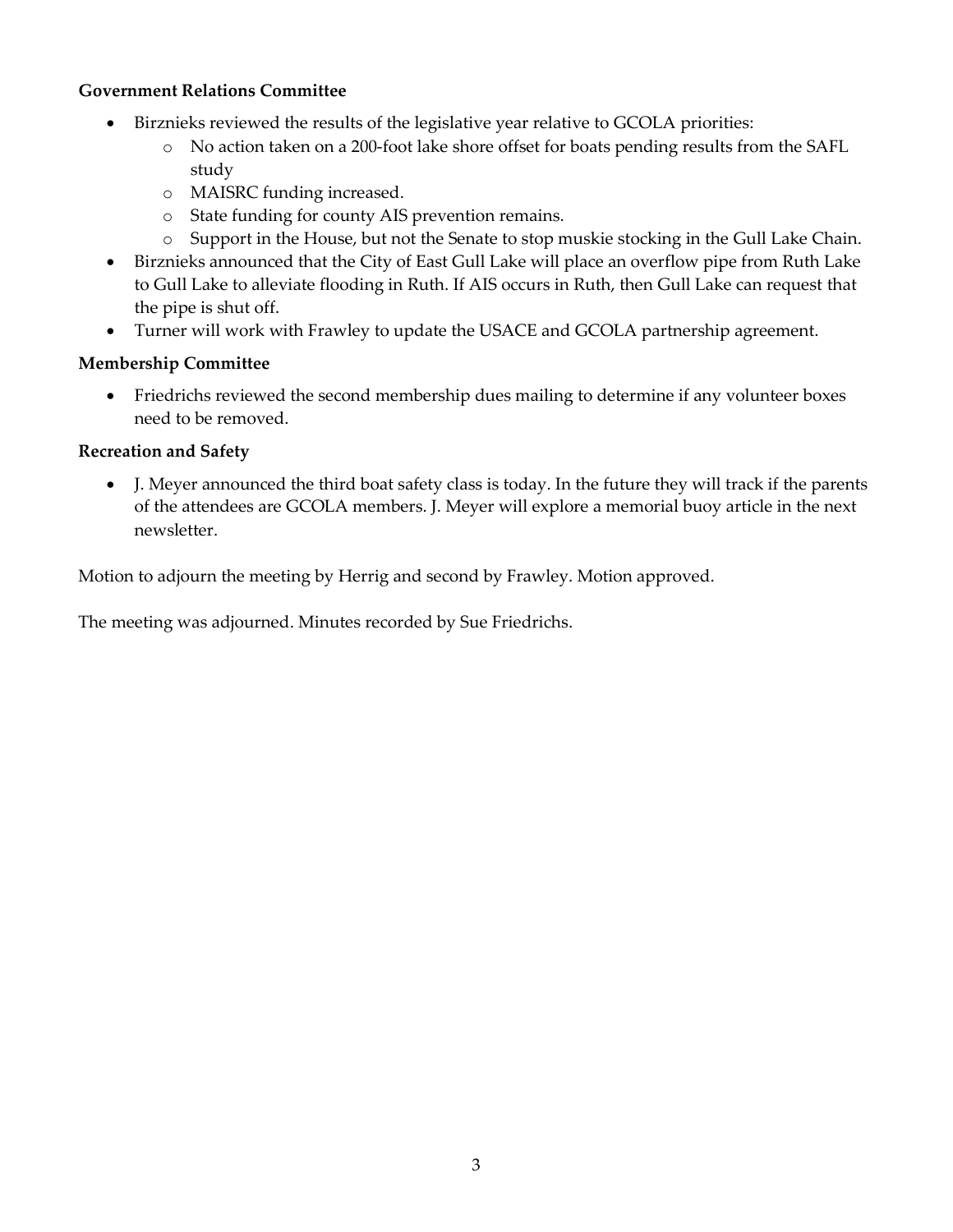**Government Relations Committee**

- Birznieks reviewed the results of the legislative year relative to GCOLA priorities:
  - No action taken on a 200-foot lake shore offset for boats pending results from the SAFL study
  - MAISRC funding increased.
  - State funding for county AIS prevention remains.
  - Support in the House, but not the Senate to stop muskie stocking in the Gull Lake Chain.
- Birznieks announced that the City of East Gull Lake will place an overflow pipe from Ruth Lake to Gull Lake to alleviate flooding in Ruth. If AIS occurs in Ruth, then Gull Lake can request that the pipe is shut off.
- Turner will work with Frawley to update the USACE and GCOLA partnership agreement.

**Membership Committee**

- Friedrichs reviewed the second membership dues mailing to determine if any volunteer boxes need to be removed.

**Recreation and Safety**

- J. Meyer announced the third boat safety class is today. In the future they will track if the parents of the attendees are GCOLA members. J. Meyer will explore a memorial buoy article in the next newsletter.

Motion to adjourn the meeting by Herrig and second by Frawley. Motion approved.

The meeting was adjourned. Minutes recorded by Sue Friedrichs.